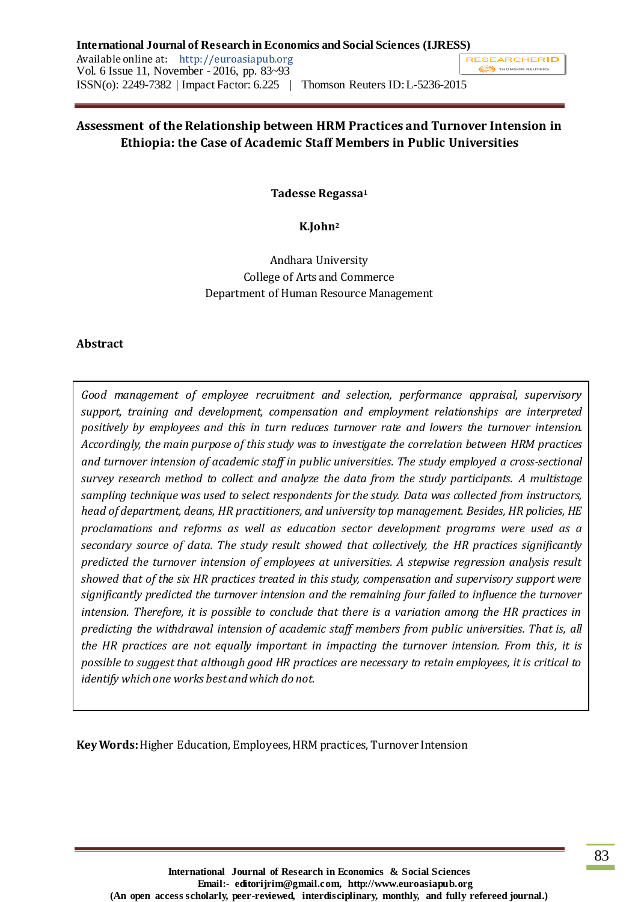# Assessment of the Relationship between HRM Practices and Turnover Intension in Ethiopia: the Case of Academic Staff Members in Public Universities

**Tadesse Regassa**[1]

**K.John**[2]

Andhara University
College of Arts and Commerce
Department of Human Resource Management

## Abstract

*Good management of employee recruitment and selection, performance appraisal, supervisory support, training and development, compensation and employment relationships are interpreted positively by employees and this in turn reduces turnover rate and lowers the turnover intension. Accordingly, the main purpose of this study was to investigate the correlation between HRM practices and turnover intension of academic staff in public universities. The study employed a cross-sectional survey research method to collect and analyze the data from the study participants. A multistage sampling technique was used to select respondents for the study. Data was collected from instructors, head of department, deans, HR practitioners, and university top management. Besides, HR policies, HE proclamations and reforms as well as education sector development programs were used as a secondary source of data. The study result showed that collectively, the HR practices significantly predicted the turnover intension of employees at universities. A stepwise regression analysis result showed that of the six HR practices treated in this study, compensation and supervisory support were significantly predicted the turnover intension and the remaining four failed to influence the turnover intension. Therefore, it is possible to conclude that there is a variation among the HR practices in predicting the withdrawal intension of academic staff members from public universities. That is, all the HR practices are not equally important in impacting the turnover intension. From this, it is possible to suggest that although good HR practices are necessary to retain employees, it is critical to identify which one works best and which do not.*

**Key Words:** Higher Education, Employees, HRM practices, Turnover Intension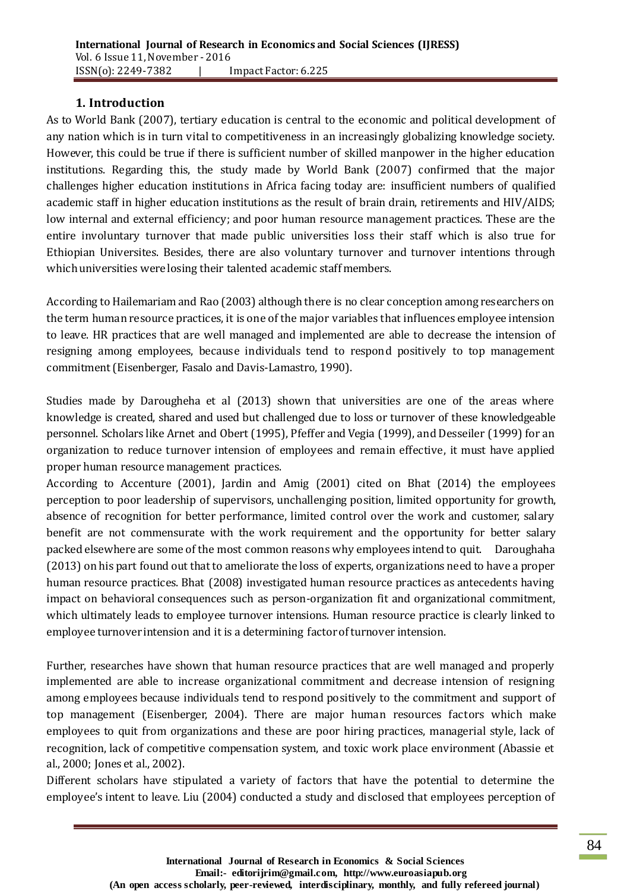## 1. Introduction

As to World Bank (2007), tertiary education is central to the economic and political development of any nation which is in turn vital to competitiveness in an increasingly globalizing knowledge society. However, this could be true if there is sufficient number of skilled manpower in the higher education institutions. Regarding this, the study made by World Bank (2007) confirmed that the major challenges higher education institutions in Africa facing today are: insufficient numbers of qualified academic staff in higher education institutions as the result of brain drain, retirements and HIV/AIDS; low internal and external efficiency; and poor human resource management practices. These are the entire involuntary turnover that made public universities loss their staff which is also true for Ethiopian Universites. Besides, there are also voluntary turnover and turnover intentions through which universities were losing their talented academic staff members.

According to Hailemariam and Rao (2003) although there is no clear conception among researchers on the term human resource practices, it is one of the major variables that influences employee intension to leave. HR practices that are well managed and implemented are able to decrease the intension of resigning among employees, because individuals tend to respond positively to top management commitment (Eisenberger, Fasalo and Davis-Lamastro, 1990).

Studies made by Darougheha et al (2013) shown that universities are one of the areas where knowledge is created, shared and used but challenged due to loss or turnover of these knowledgeable personnel. Scholars like Arnet and Obert (1995), Pfeffer and Vegia (1999), and Desseiler (1999) for an organization to reduce turnover intension of employees and remain effective, it must have applied proper human resource management practices.

According to Accenture (2001), Jardin and Amig (2001) cited on Bhat (2014) the employees perception to poor leadership of supervisors, unchallenging position, limited opportunity for growth, absence of recognition for better performance, limited control over the work and customer, salary benefit are not commensurate with the work requirement and the opportunity for better salary packed elsewhere are some of the most common reasons why employees intend to quit. Daroughaha (2013) on his part found out that to ameliorate the loss of experts, organizations need to have a proper human resource practices. Bhat (2008) investigated human resource practices as antecedents having impact on behavioral consequences such as person-organization fit and organizational commitment, which ultimately leads to employee turnover intensions. Human resource practice is clearly linked to employee turnover intension and it is a determining factor of turnover intension.

Further, researches have shown that human resource practices that are well managed and properly implemented are able to increase organizational commitment and decrease intension of resigning among employees because individuals tend to respond positively to the commitment and support of top management (Eisenberger, 2004). There are major human resources factors which make employees to quit from organizations and these are poor hiring practices, managerial style, lack of recognition, lack of competitive compensation system, and toxic work place environment (Abassie et al., 2000; Jones et al., 2002).

Different scholars have stipulated a variety of factors that have the potential to determine the employee's intent to leave. Liu (2004) conducted a study and disclosed that employees perception of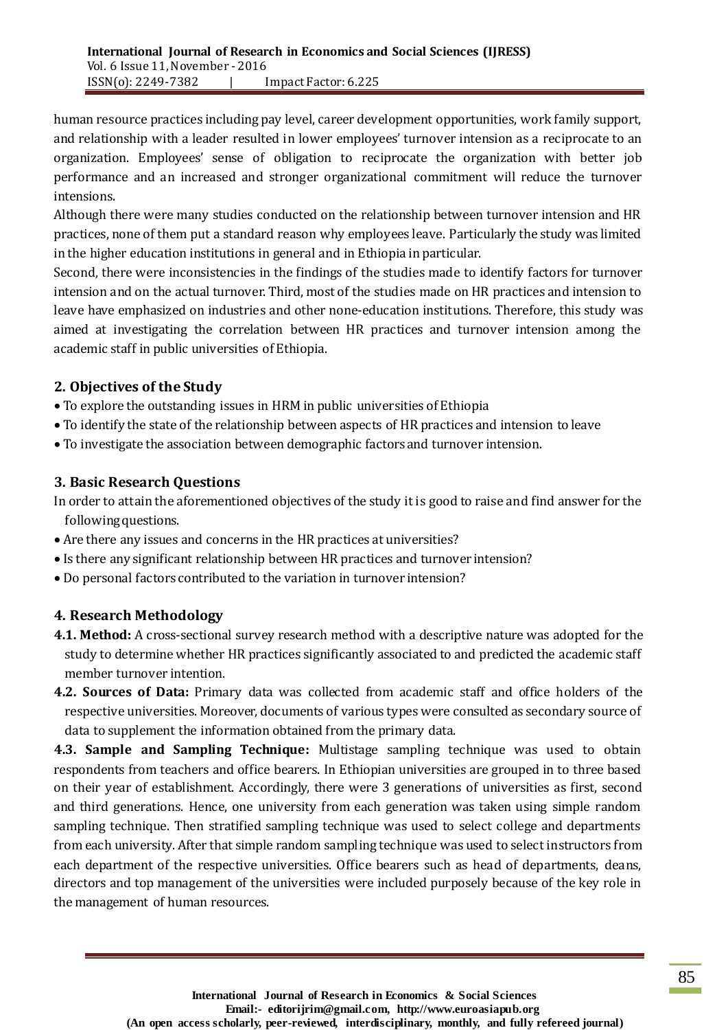human resource practices including pay level, career development opportunities, work family support, and relationship with a leader resulted in lower employees' turnover intension as a reciprocate to an organization. Employees' sense of obligation to reciprocate the organization with better job performance and an increased and stronger organizational commitment will reduce the turnover intensions.

Although there were many studies conducted on the relationship between turnover intension and HR practices, none of them put a standard reason why employees leave. Particularly the study was limited in the higher education institutions in general and in Ethiopia in particular.

Second, there were inconsistencies in the findings of the studies made to identify factors for turnover intension and on the actual turnover. Third, most of the studies made on HR practices and intension to leave have emphasized on industries and other none-education institutions. Therefore, this study was aimed at investigating the correlation between HR practices and turnover intension among the academic staff in public universities of Ethiopia.

## 2. Objectives of the Study

- To explore the outstanding issues in HRM in public universities of Ethiopia
- To identify the state of the relationship between aspects of HR practices and intension to leave
- To investigate the association between demographic factors and turnover intension.

## 3. Basic Research Questions

In order to attain the aforementioned objectives of the study it is good to raise and find answer for the following questions.

- Are there any issues and concerns in the HR practices at universities?
- Is there any significant relationship between HR practices and turnover intension?
- Do personal factors contributed to the variation in turnover intension?

## 4. Research Methodology

**4.1. Method:** A cross-sectional survey research method with a descriptive nature was adopted for the study to determine whether HR practices significantly associated to and predicted the academic staff member turnover intention.

**4.2. Sources of Data:** Primary data was collected from academic staff and office holders of the respective universities. Moreover, documents of various types were consulted as secondary source of data to supplement the information obtained from the primary data.

**4.3. Sample and Sampling Technique:** Multistage sampling technique was used to obtain respondents from teachers and office bearers. In Ethiopian universities are grouped in to three based on their year of establishment. Accordingly, there were 3 generations of universities as first, second and third generations. Hence, one university from each generation was taken using simple random sampling technique. Then stratified sampling technique was used to select college and departments from each university. After that simple random sampling technique was used to select instructors from each department of the respective universities. Office bearers such as head of departments, deans, directors and top management of the universities were included purposely because of the key role in the management of human resources.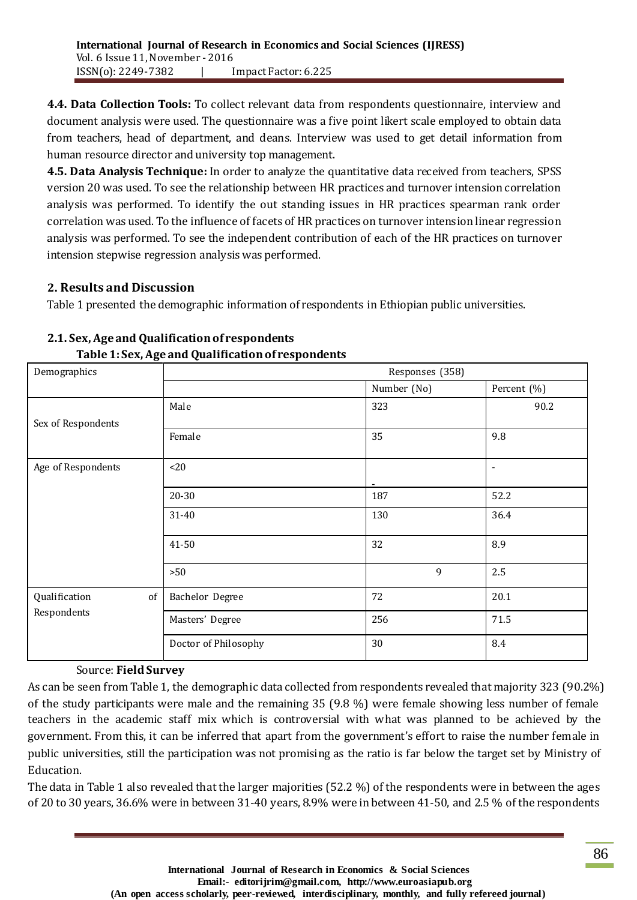**4.4. Data Collection Tools:** To collect relevant data from respondents questionnaire, interview and document analysis were used. The questionnaire was a five point likert scale employed to obtain data from teachers, head of department, and deans. Interview was used to get detail information from human resource director and university top management.

**4.5. Data Analysis Technique:** In order to analyze the quantitative data received from teachers, SPSS version 20 was used. To see the relationship between HR practices and turnover intension correlation analysis was performed. To identify the out standing issues in HR practices spearman rank order correlation was used. To the influence of facets of HR practices on turnover intension linear regression analysis was performed. To see the independent contribution of each of the HR practices on turnover intension stepwise regression analysis was performed.

## 2. Results and Discussion

Table 1 presented the demographic information of respondents in Ethiopian public universities.

### 2.1. Sex, Age and Qualification of respondents

**Table 1: Sex, Age and Qualification of respondents**

| Demographics | | Responses (358) | |
|---|---|---|---|
| | | Number (No) | Percent (%) |
| Sex of Respondents | Male | 323 | 90.2 |
| | Female | 35 | 9.8 |
| Age of Respondents | <20 | - | - |
| | 20-30 | 187 | 52.2 |
| | 31-40 | 130 | 36.4 |
| | 41-50 | 32 | 8.9 |
| | >50 | 9 | 2.5 |
| Qualification of Respondents | Bachelor Degree | 72 | 20.1 |
| | Masters' Degree | 256 | 71.5 |
| | Doctor of Philosophy | 30 | 8.4 |

Source: **Field Survey**

As can be seen from Table 1, the demographic data collected from respondents revealed that majority 323 (90.2%) of the study participants were male and the remaining 35 (9.8 %) were female showing less number of female teachers in the academic staff mix which is controversial with what was planned to be achieved by the government. From this, it can be inferred that apart from the government's effort to raise the number female in public universities, still the participation was not promising as the ratio is far below the target set by Ministry of Education.

The data in Table 1 also revealed that the larger majorities (52.2 %) of the respondents were in between the ages of 20 to 30 years, 36.6% were in between 31-40 years, 8.9% were in between 41-50, and 2.5 % of the respondents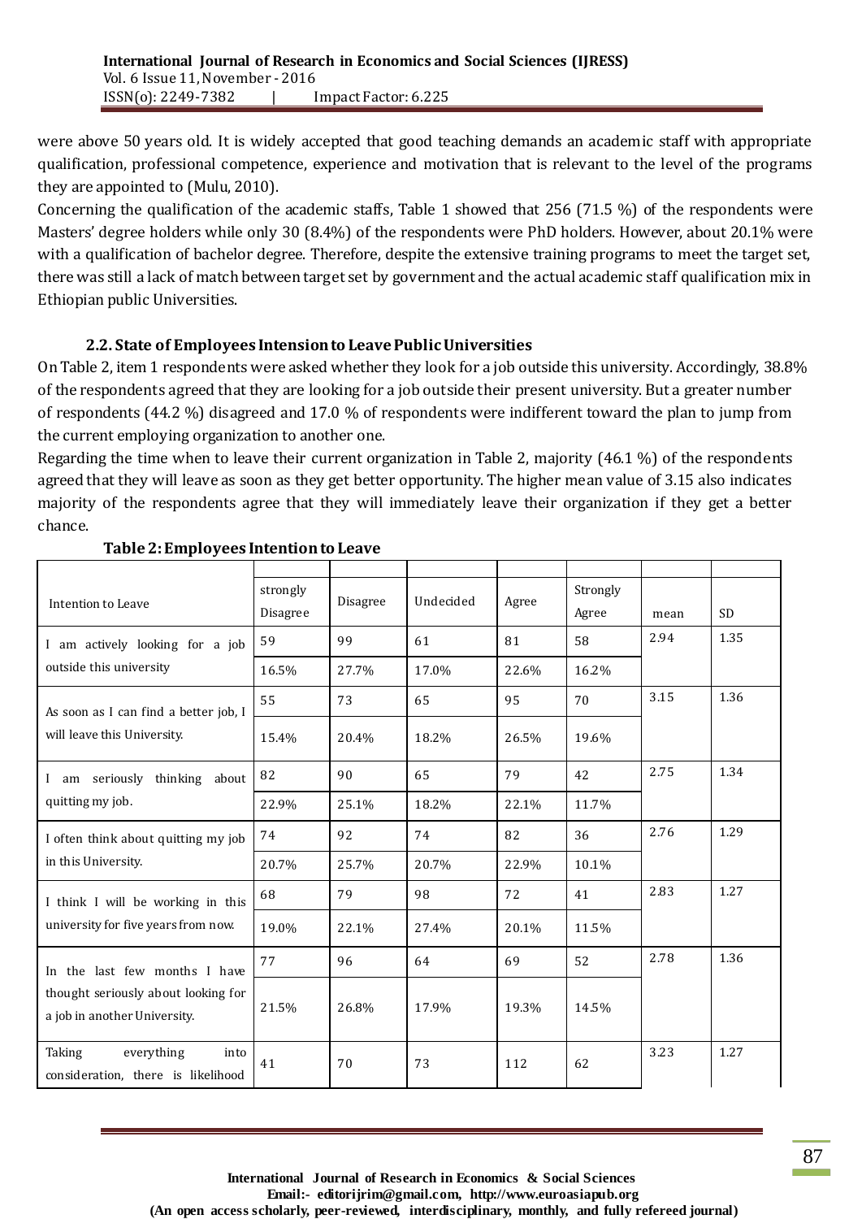were above 50 years old. It is widely accepted that good teaching demands an academic staff with appropriate qualification, professional competence, experience and motivation that is relevant to the level of the programs they are appointed to (Mulu, 2010).

Concerning the qualification of the academic staffs, Table 1 showed that 256 (71.5 %) of the respondents were Masters' degree holders while only 30 (8.4%) of the respondents were PhD holders. However, about 20.1% were with a qualification of bachelor degree. Therefore, despite the extensive training programs to meet the target set, there was still a lack of match between target set by government and the actual academic staff qualification mix in Ethiopian public Universities.

### 2.2. State of Employees Intension to Leave Public Universities

On Table 2, item 1 respondents were asked whether they look for a job outside this university. Accordingly, 38.8% of the respondents agreed that they are looking for a job outside their present university. But a greater number of respondents (44.2 %) disagreed and 17.0 % of respondents were indifferent toward the plan to jump from the current employing organization to another one.

Regarding the time when to leave their current organization in Table 2, majority (46.1 %) of the respondents agreed that they will leave as soon as they get better opportunity. The higher mean value of 3.15 also indicates majority of the respondents agree that they will immediately leave their organization if they get a better chance.

**Table 2: Employees Intention to Leave**

| Intention to Leave | strongly Disagree | Disagree | Undecided | Agree | Strongly Agree | mean | SD |
|---|---|---|---|---|---|---|---|
| I am actively looking for a job outside this university | 59 | 99 | 61 | 81 | 58 | 2.94 | 1.35 |
| | 16.5% | 27.7% | 17.0% | 22.6% | 16.2% | | |
| As soon as I can find a better job, I will leave this University. | 55 | 73 | 65 | 95 | 70 | 3.15 | 1.36 |
| | 15.4% | 20.4% | 18.2% | 26.5% | 19.6% | | |
| I am seriously thinking about quitting my job. | 82 | 90 | 65 | 79 | 42 | 2.75 | 1.34 |
| | 22.9% | 25.1% | 18.2% | 22.1% | 11.7% | | |
| I often think about quitting my job in this University. | 74 | 92 | 74 | 82 | 36 | 2.76 | 1.29 |
| | 20.7% | 25.7% | 20.7% | 22.9% | 10.1% | | |
| I think I will be working in this university for five years from now. | 68 | 79 | 98 | 72 | 41 | 2.83 | 1.27 |
| | 19.0% | 22.1% | 27.4% | 20.1% | 11.5% | | |
| In the last few months I have thought seriously about looking for a job in another University. | 77 | 96 | 64 | 69 | 52 | 2.78 | 1.36 |
| | 21.5% | 26.8% | 17.9% | 19.3% | 14.5% | | |
| Taking everything into consideration, there is likelihood | 41 | 70 | 73 | 112 | 62 | 3.23 | 1.27 |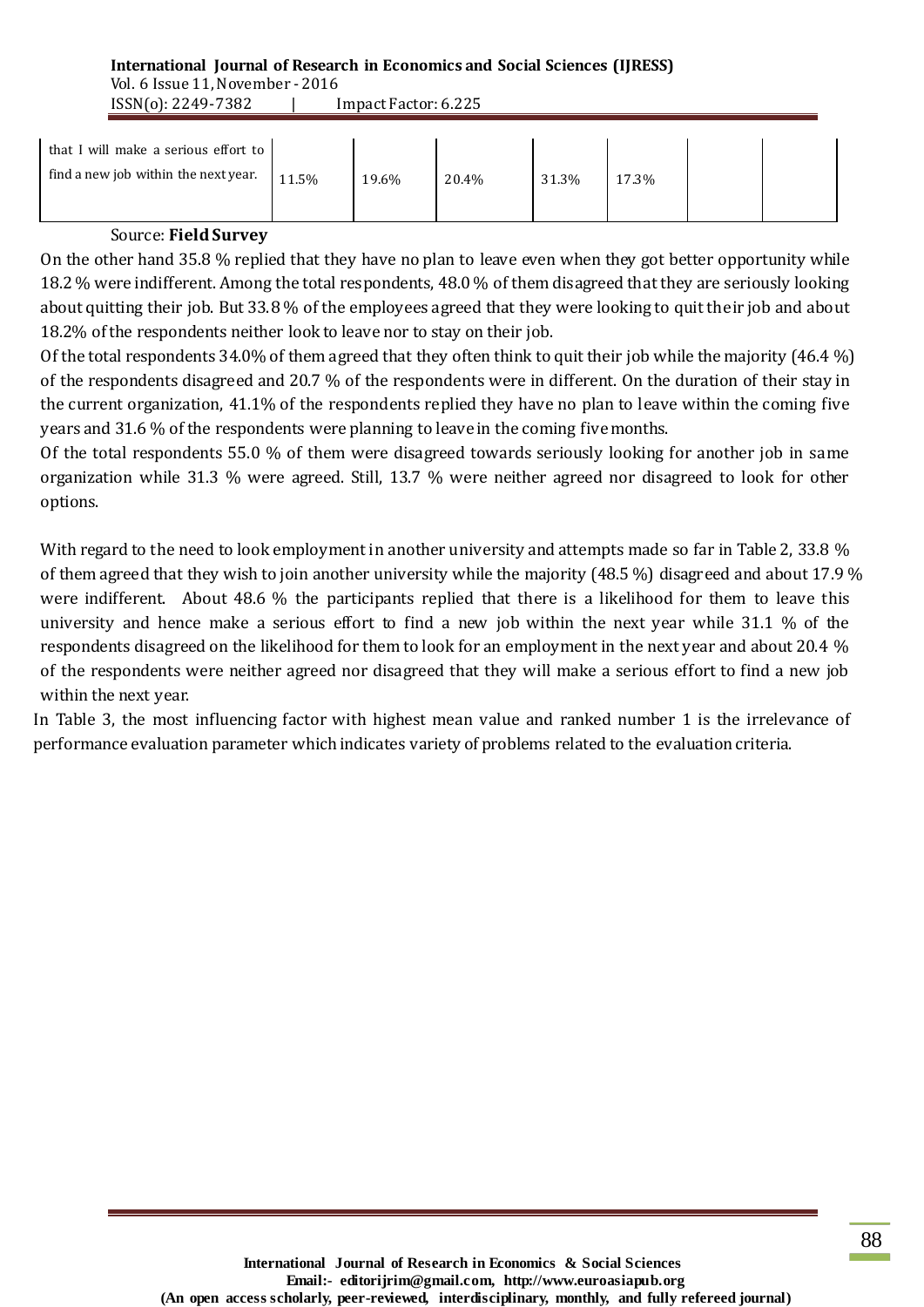| | | | | | | | |
|---|---|---|---|---|---|---|---|
| that I will make a serious effort to find a new job within the next year. | 11.5% | 19.6% | 20.4% | 31.3% | 17.3% | | |

Source: **Field Survey**

On the other hand 35.8 % replied that they have no plan to leave even when they got better opportunity while 18.2 % were indifferent. Among the total respondents, 48.0 % of them disagreed that they are seriously looking about quitting their job. But 33.8 % of the employees agreed that they were looking to quit their job and about 18.2% of the respondents neither look to leave nor to stay on their job.

Of the total respondents 34.0% of them agreed that they often think to quit their job while the majority (46.4 %) of the respondents disagreed and 20.7 % of the respondents were in different. On the duration of their stay in the current organization, 41.1% of the respondents replied they have no plan to leave within the coming five years and 31.6 % of the respondents were planning to leave in the coming five months.

Of the total respondents 55.0 % of them were disagreed towards seriously looking for another job in same organization while 31.3 % were agreed. Still, 13.7 % were neither agreed nor disagreed to look for other options.

With regard to the need to look employment in another university and attempts made so far in Table 2, 33.8 % of them agreed that they wish to join another university while the majority (48.5 %) disagreed and about 17.9 % were indifferent. About 48.6 % the participants replied that there is a likelihood for them to leave this university and hence make a serious effort to find a new job within the next year while 31.1 % of the respondents disagreed on the likelihood for them to look for an employment in the next year and about 20.4 % of the respondents were neither agreed nor disagreed that they will make a serious effort to find a new job within the next year.

In Table 3, the most influencing factor with highest mean value and ranked number 1 is the irrelevance of performance evaluation parameter which indicates variety of problems related to the evaluation criteria.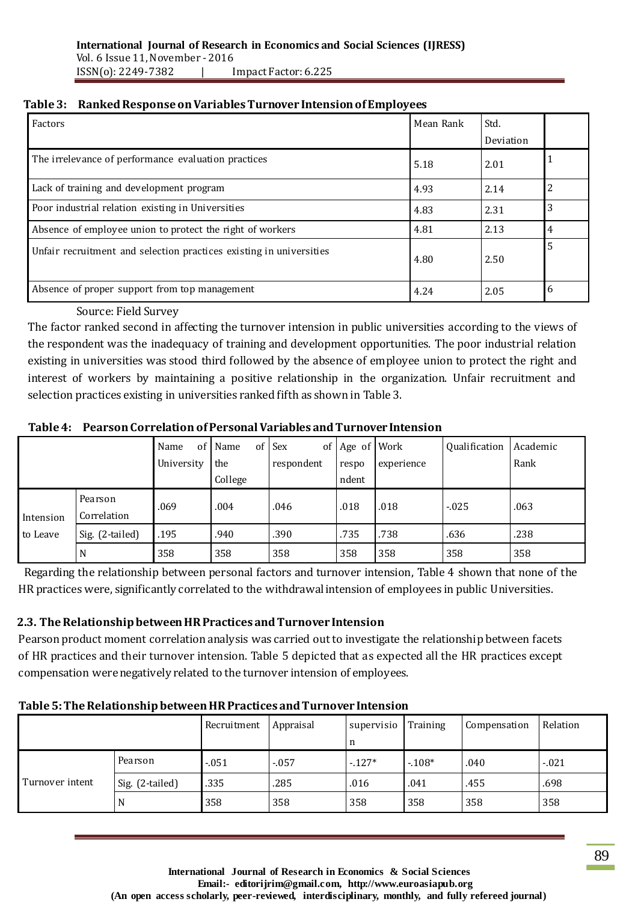**Table 3: Ranked Response on Variables Turnover Intension of Employees**

| Factors | Mean Rank | Std. Deviation | |
|---|---|---|---|
| The irrelevance of performance evaluation practices | 5.18 | 2.01 | 1 |
| Lack of training and development program | 4.93 | 2.14 | 2 |
| Poor industrial relation existing in Universities | 4.83 | 2.31 | 3 |
| Absence of employee union to protect the right of workers | 4.81 | 2.13 | 4 |
| Unfair recruitment and selection practices existing in universities | 4.80 | 2.50 | 5 |
| Absence of proper support from top management | 4.24 | 2.05 | 6 |

Source: Field Survey

The factor ranked second in affecting the turnover intension in public universities according to the views of the respondent was the inadequacy of training and development opportunities. The poor industrial relation existing in universities was stood third followed by the absence of employee union to protect the right and interest of workers by maintaining a positive relationship in the organization. Unfair recruitment and selection practices existing in universities ranked fifth as shown in Table 3.

**Table 4: Pearson Correlation of Personal Variables and Turnover Intension**

| | | Name of University | Name of the College | Sex of respondent | Age of respondent | Work experience | Qualification | Academic Rank |
|---|---|---|---|---|---|---|---|---|
| Intension to Leave | Pearson Correlation | .069 | .004 | .046 | .018 | .018 | -.025 | .063 |
| | Sig. (2-tailed) | .195 | .940 | .390 | .735 | .738 | .636 | .238 |
| | N | 358 | 358 | 358 | 358 | 358 | 358 | 358 |

Regarding the relationship between personal factors and turnover intension, Table 4 shown that none of the HR practices were, significantly correlated to the withdrawal intension of employees in public Universities.

## 2.3. The Relationship between HR Practices and Turnover Intension

Pearson product moment correlation analysis was carried out to investigate the relationship between facets of HR practices and their turnover intension. Table 5 depicted that as expected all the HR practices except compensation were negatively related to the turnover intension of employees.

**Table 5: The Relationship between HR Practices and Turnover Intension**

| | | Recruitment | Appraisal | supervision | Training | Compensation | Relation |
|---|---|---|---|---|---|---|---|
| Turnover intent | Pearson | -.051 | -.057 | -.127* | -.108* | .040 | -.021 |
| | Sig. (2-tailed) | .335 | .285 | .016 | .041 | .455 | .698 |
| | N | 358 | 358 | 358 | 358 | 358 | 358 |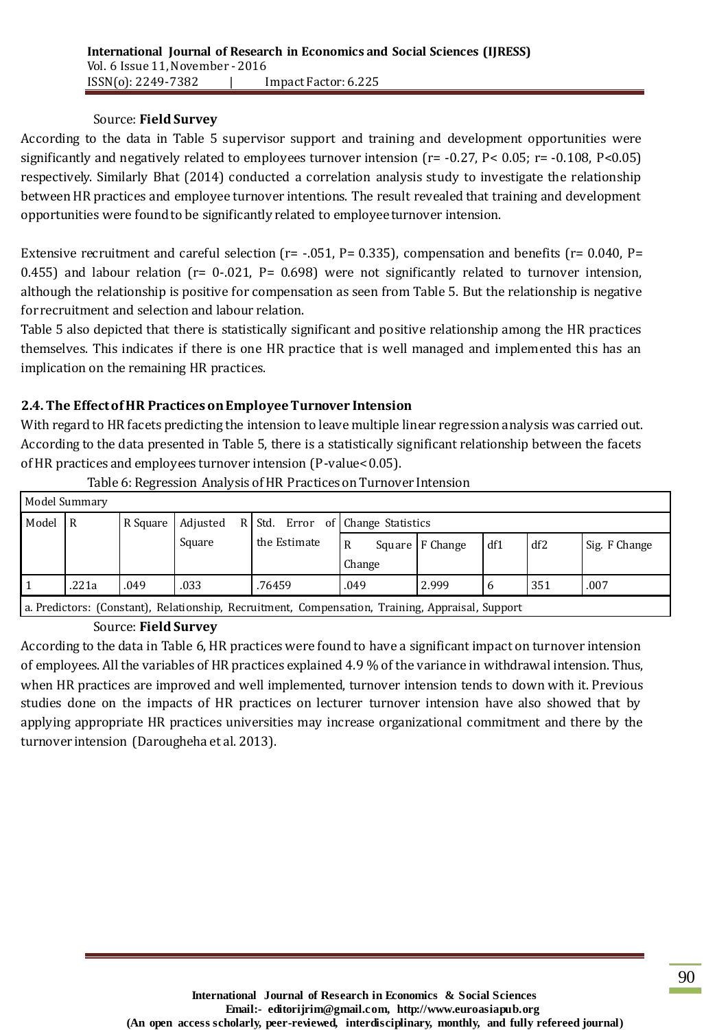Source: **Field Survey**

According to the data in Table 5 supervisor support and training and development opportunities were significantly and negatively related to employees turnover intension ($r = -0.27$, $P < 0.05$; $r = -0.108$, $P<0.05$) respectively. Similarly Bhat (2014) conducted a correlation analysis study to investigate the relationship between HR practices and employee turnover intentions. The result revealed that training and development opportunities were found to be significantly related to employee turnover intension.

Extensive recruitment and careful selection ($r = -.051$, $P = 0.335$), compensation and benefits ($r = 0.040$, $P = 0.455$) and labour relation (r= 0-.021, $P = 0.698$) were not significantly related to turnover intension, although the relationship is positive for compensation as seen from Table 5. But the relationship is negative for recruitment and selection and labour relation.

Table 5 also depicted that there is statistically significant and positive relationship among the HR practices themselves. This indicates if there is one HR practice that is well managed and implemented this has an implication on the remaining HR practices.

### 2.4. The Effect of HR Practices on Employee Turnover Intension

With regard to HR facets predicting the intension to leave multiple linear regression analysis was carried out. According to the data presented in Table 5, there is a statistically significant relationship between the facets of HR practices and employees turnover intension (P-value< 0.05).

Table 6: Regression Analysis of HR Practices on Turnover Intension

| Model Summary | | | | | | | | | |
|---|---|---|---|---|---|---|---|---|---|
| Model | R | R Square | Adjusted R Square | Std. Error of the Estimate | Change Statistics | | | | |
| | | | | | R Square Change | F Change | df1 | df2 | Sig. F Change |
| 1 | .221a | .049 | .033 | .76459 | .049 | 2.999 | 6 | 351 | .007 |
| a. Predictors: (Constant), Relationship, Recruitment, Compensation, Training, Appraisal, Support | | | | | | | | | |

Source: **Field Survey**

According to the data in Table 6, HR practices were found to have a significant impact on turnover intension of employees. All the variables of HR practices explained 4.9 % of the variance in withdrawal intension. Thus, when HR practices are improved and well implemented, turnover intension tends to down with it. Previous studies done on the impacts of HR practices on lecturer turnover intension have also showed that by applying appropriate HR practices universities may increase organizational commitment and there by the turnover intension (Darougheha et al. 2013).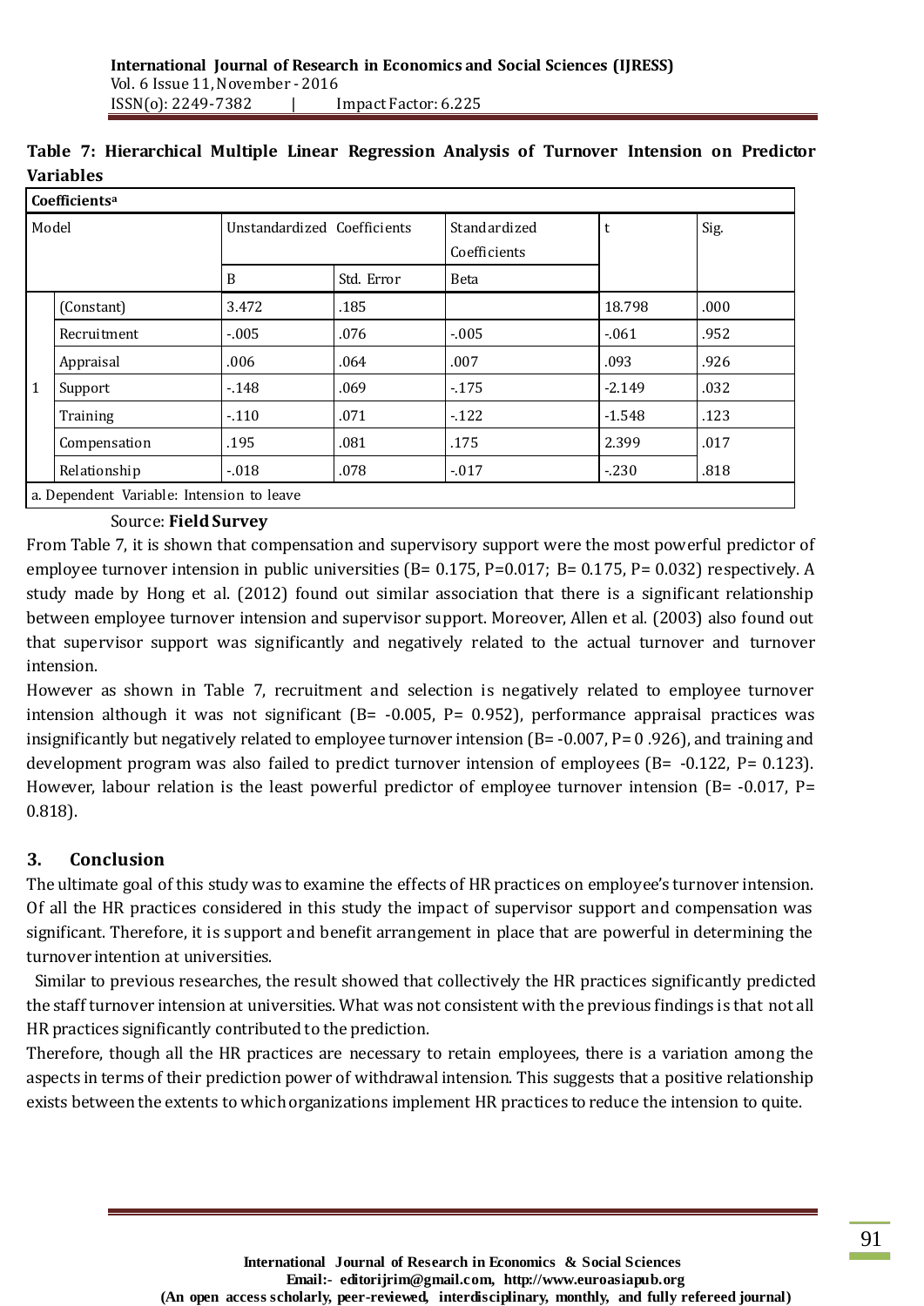**Table 7: Hierarchical Multiple Linear Regression Analysis of Turnover Intension on Predictor Variables**

| Coefficients[a] | | | | | | |
|---|---|---|---|---|---|---|
| Model | | Unstandardized Coefficients | | Standardized Coefficients | t | Sig. |
| | | B | Std. Error | Beta | | |
| 1 | (Constant) | 3.472 | .185 | | 18.798 | .000 |
| | Recruitment | -.005 | .076 | -.005 | -.061 | .952 |
| | Appraisal | .006 | .064 | .007 | .093 | .926 |
| | Support | -.148 | .069 | -.175 | -2.149 | .032 |
| | Training | -.110 | .071 | -.122 | -1.548 | .123 |
| | Compensation | .195 | .081 | .175 | 2.399 | .017 |
| | Relationship | -.018 | .078 | -.017 | -.230 | .818 |

a. Dependent Variable: Intension to leave

Source: **Field Survey**

From Table 7, it is shown that compensation and supervisory support were the most powerful predictor of employee turnover intension in public universities (B= 0.175, P=0.017; B= 0.175, P= 0.032) respectively. A study made by Hong et al. (2012) found out similar association that there is a significant relationship between employee turnover intension and supervisor support. Moreover, Allen et al. (2003) also found out that supervisor support was significantly and negatively related to the actual turnover and turnover intension.

However as shown in Table 7, recruitment and selection is negatively related to employee turnover intension although it was not significant (B= -0.005, P= 0.952), performance appraisal practices was insignificantly but negatively related to employee turnover intension (B= -0.007, P= 0 .926), and training and development program was also failed to predict turnover intension of employees (B= -0.122, P= 0.123). However, labour relation is the least powerful predictor of employee turnover intension (B= -0.017, P= 0.818).

## 3. Conclusion

The ultimate goal of this study was to examine the effects of HR practices on employee's turnover intension. Of all the HR practices considered in this study the impact of supervisor support and compensation was significant. Therefore, it is support and benefit arrangement in place that are powerful in determining the turnover intention at universities.

Similar to previous researches, the result showed that collectively the HR practices significantly predicted the staff turnover intension at universities. What was not consistent with the previous findings is that not all HR practices significantly contributed to the prediction.

Therefore, though all the HR practices are necessary to retain employees, there is a variation among the aspects in terms of their prediction power of withdrawal intension. This suggests that a positive relationship exists between the extents to which organizations implement HR practices to reduce the intension to quite.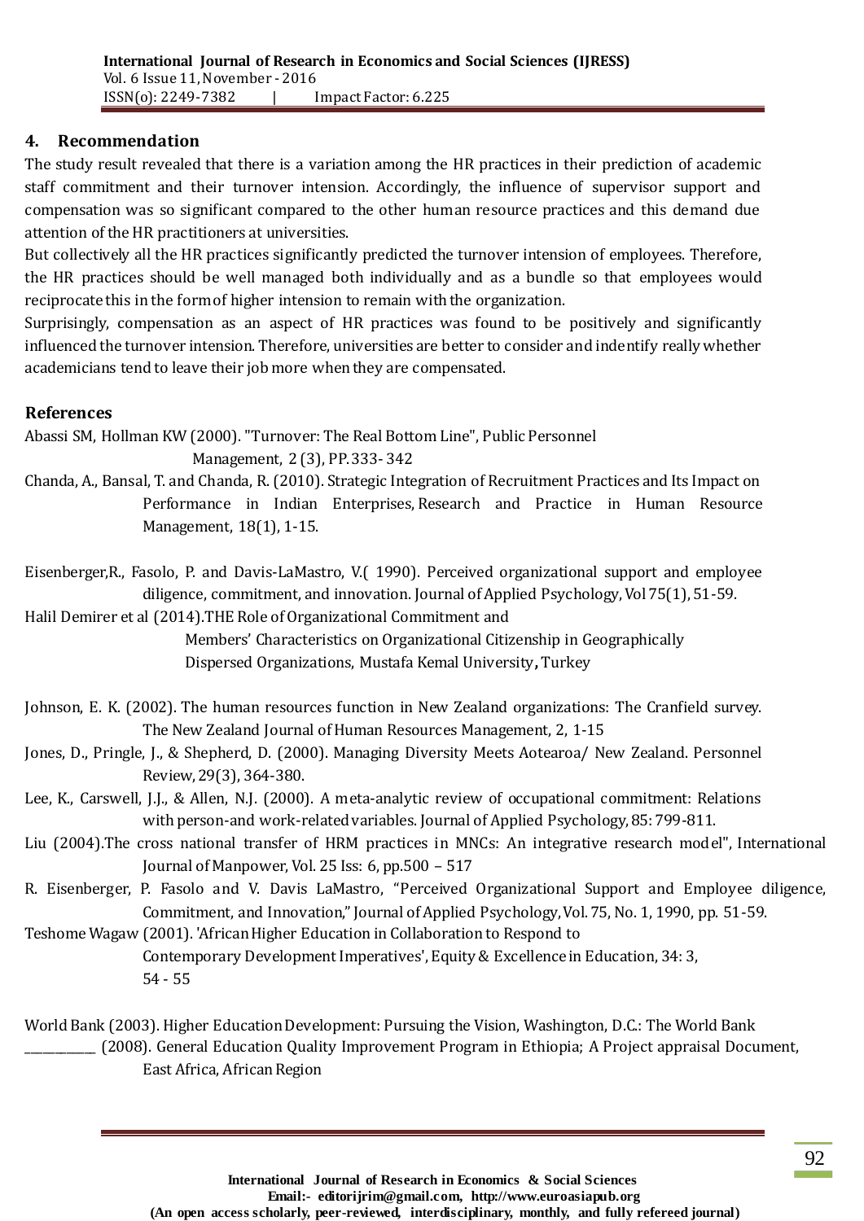## 4. Recommendation

The study result revealed that there is a variation among the HR practices in their prediction of academic staff commitment and their turnover intension. Accordingly, the influence of supervisor support and compensation was so significant compared to the other human resource practices and this demand due attention of the HR practitioners at universities.

But collectively all the HR practices significantly predicted the turnover intension of employees. Therefore, the HR practices should be well managed both individually and as a bundle so that employees would reciprocate this in the form of higher intension to remain with the organization.

Surprisingly, compensation as an aspect of HR practices was found to be positively and significantly influenced the turnover intension. Therefore, universities are better to consider and indentify really whether academicians tend to leave their job more when they are compensated.

## References

Abassi SM, Hollman KW (2000). "Turnover: The Real Bottom Line", Public Personnel Management, 2 (3), PP. 333- 342

Chanda, A., Bansal, T. and Chanda, R. (2010). Strategic Integration of Recruitment Practices and Its Impact on Performance in Indian Enterprises, Research and Practice in Human Resource Management, 18(1), 1-15.

Eisenberger,R., Fasolo, P. and Davis-LaMastro, V.( 1990). Perceived organizational support and employee diligence, commitment, and innovation. Journal of Applied Psychology, Vol 75(1), 51-59.

Halil Demirer et al (2014).THE Role of Organizational Commitment and Members' Characteristics on Organizational Citizenship in Geographically Dispersed Organizations, Mustafa Kemal University, Turkey

Johnson, E. K. (2002). The human resources function in New Zealand organizations: The Cranfield survey. The New Zealand Journal of Human Resources Management, 2, 1-15

Jones, D., Pringle, J., & Shepherd, D. (2000). Managing Diversity Meets Aotearoa/ New Zealand. Personnel Review, 29(3), 364-380.

Lee, K., Carswell, J.J., & Allen, N.J. (2000). A meta-analytic review of occupational commitment: Relations with person-and work-related variables. Journal of Applied Psychology, 85: 799-811.

Liu (2004).The cross national transfer of HRM practices in MNCs: An integrative research model", International Journal of Manpower, Vol. 25 Iss: 6, pp.500 – 517

R. Eisenberger, P. Fasolo and V. Davis LaMastro, "Perceived Organizational Support and Employee diligence, Commitment, and Innovation," Journal of Applied Psychology, Vol. 75, No. 1, 1990, pp. 51-59.

Teshome Wagaw (2001). 'African Higher Education in Collaboration to Respond to Contemporary Development Imperatives', Equity & Excellence in Education, 34: 3, 54 - 55

World Bank (2003). Higher Education Development: Pursuing the Vision, Washington, D.C.: The World Bank

__________ (2008). General Education Quality Improvement Program in Ethiopia; A Project appraisal Document, East Africa, African Region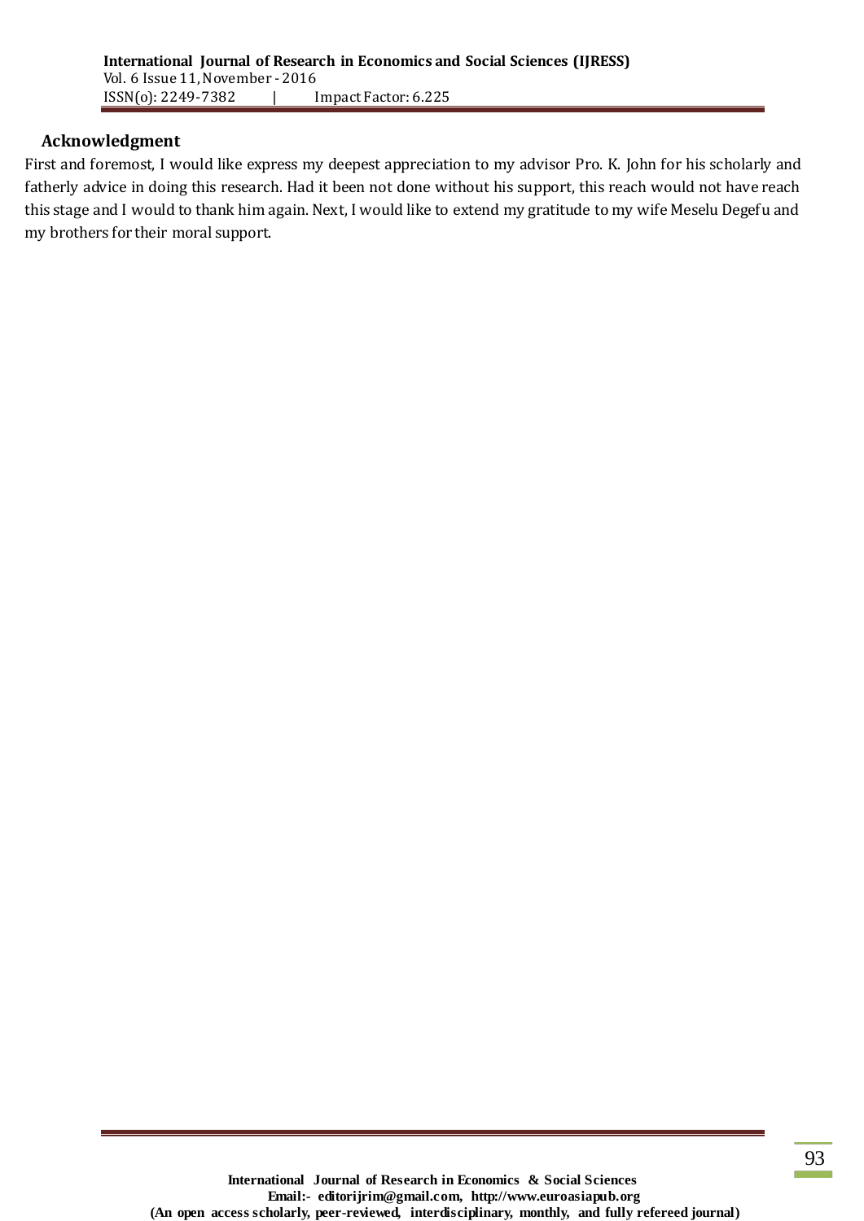## Acknowledgment

First and foremost, I would like express my deepest appreciation to my advisor Pro. K. John for his scholarly and fatherly advice in doing this research. Had it been not done without his support, this reach would not have reach this stage and I would to thank him again. Next, I would like to extend my gratitude to my wife Meselu Degefu and my brothers for their moral support.